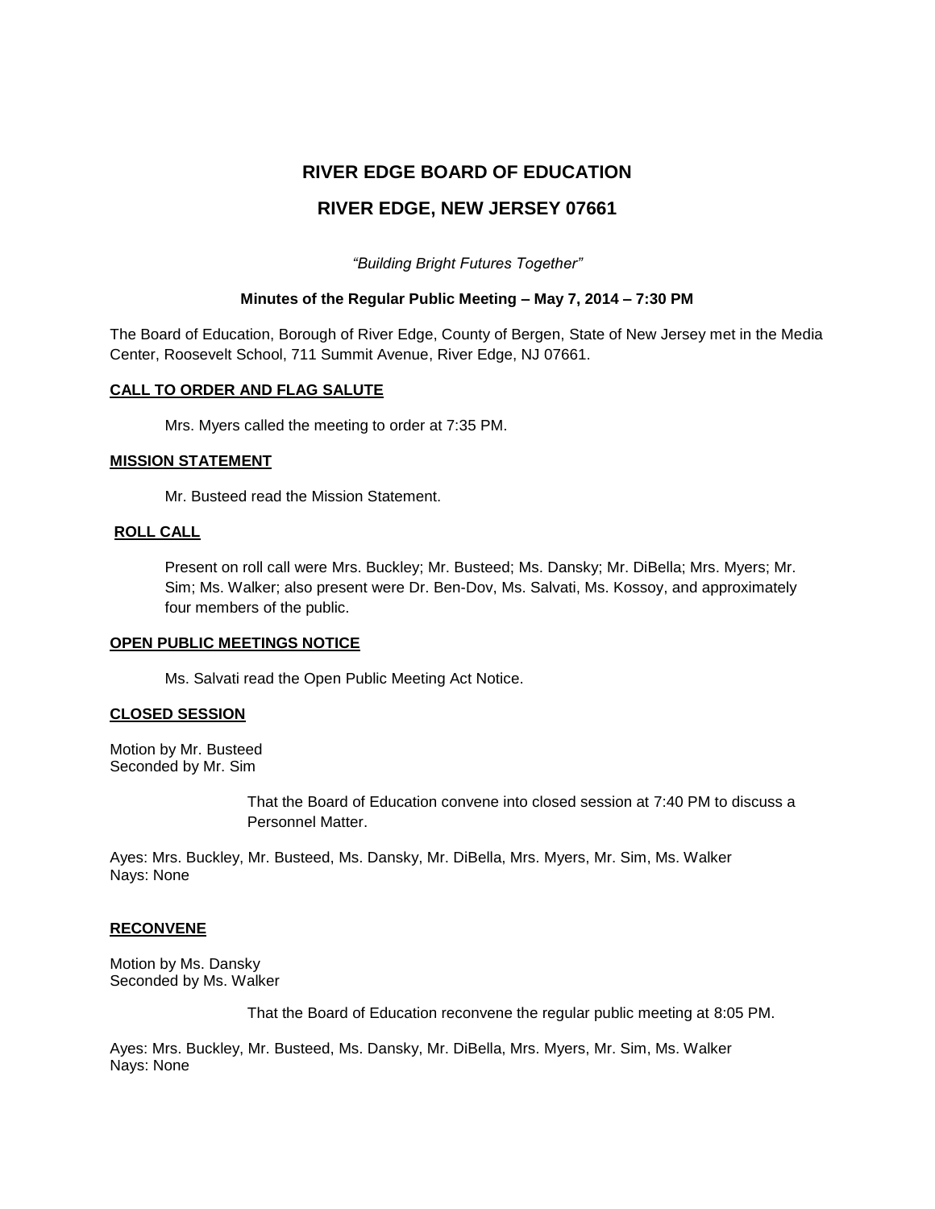# RIVER EDGE BOARD OF EDUCATION

# RIVER EDGE, NEW JERSEY 07661

*"Building Bright Futures Together"*

**Minutes of the Regular Public Meeting – May 7, 2014 – 7:30 PM**

The Board of Education, Borough of River Edge, County of Bergen, State of New Jersey met in the Media Center, Roosevelt School, 711 Summit Avenue, River Edge, NJ 07661.

**CALL TO ORDER AND FLAG SALUTE**

Mrs. Myers called the meeting to order at 7:35 PM.

**MISSION STATEMENT**

Mr. Busteed read the Mission Statement.

**ROLL CALL**

Present on roll call were Mrs. Buckley; Mr. Busteed; Ms. Dansky; Mr. DiBella; Mrs. Myers; Mr. Sim; Ms. Walker; also present were Dr. Ben-Dov, Ms. Salvati, Ms. Kossoy, and approximately four members of the public.

**OPEN PUBLIC MEETINGS NOTICE**

Ms. Salvati read the Open Public Meeting Act Notice.

**CLOSED SESSION**

Motion by Mr. Busteed
Seconded by Mr. Sim

That the Board of Education convene into closed session at 7:40 PM to discuss a Personnel Matter.

Ayes: Mrs. Buckley, Mr. Busteed, Ms. Dansky, Mr. DiBella, Mrs. Myers, Mr. Sim, Ms. Walker
Nays: None

**RECONVENE**

Motion by Ms. Dansky
Seconded by Ms. Walker

That the Board of Education reconvene the regular public meeting at 8:05 PM.

Ayes: Mrs. Buckley, Mr. Busteed, Ms. Dansky, Mr. DiBella, Mrs. Myers, Mr. Sim, Ms. Walker
Nays: None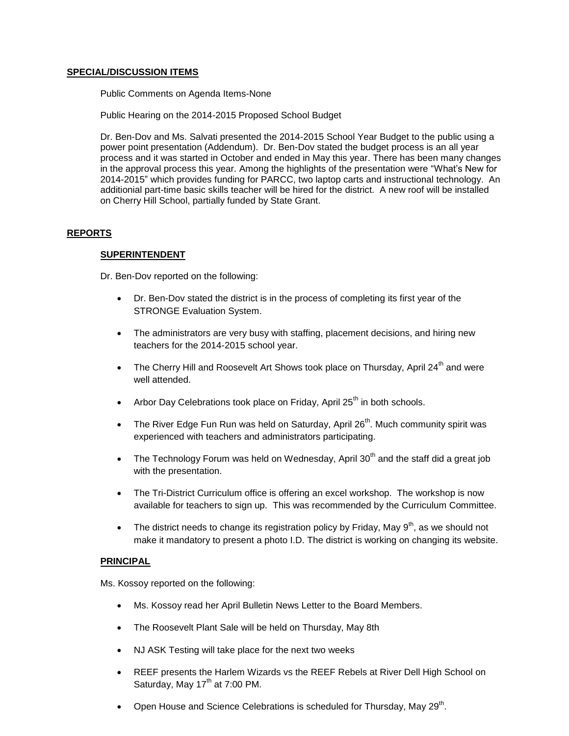## SPECIAL/DISCUSSION ITEMS

Public Comments on Agenda Items-None

Public Hearing on the 2014-2015 Proposed School Budget

Dr. Ben-Dov and Ms. Salvati presented the 2014-2015 School Year Budget to the public using a power point presentation (Addendum). Dr. Ben-Dov stated the budget process is an all year process and it was started in October and ended in May this year. There has been many changes in the approval process this year. Among the highlights of the presentation were "What's New for 2014-2015" which provides funding for PARCC, two laptop carts and instructional technology. An additional part-time basic skills teacher will be hired for the district. A new roof will be installed on Cherry Hill School, partially funded by State Grant.

## REPORTS

### SUPERINTENDENT

Dr. Ben-Dov reported on the following:

- Dr. Ben-Dov stated the district is in the process of completing its first year of the STRONGE Evaluation System.
- The administrators are very busy with staffing, placement decisions, and hiring new teachers for the 2014-2015 school year.
- The Cherry Hill and Roosevelt Art Shows took place on Thursday, April 24th and were well attended.
- Arbor Day Celebrations took place on Friday, April 25th in both schools.
- The River Edge Fun Run was held on Saturday, April 26th. Much community spirit was experienced with teachers and administrators participating.
- The Technology Forum was held on Wednesday, April 30th and the staff did a great job with the presentation.
- The Tri-District Curriculum office is offering an excel workshop. The workshop is now available for teachers to sign up. This was recommended by the Curriculum Committee.
- The district needs to change its registration policy by Friday, May 9th, as we should not make it mandatory to present a photo I.D. The district is working on changing its website.

### PRINCIPAL

Ms. Kossoy reported on the following:

- Ms. Kossoy read her April Bulletin News Letter to the Board Members.
- The Roosevelt Plant Sale will be held on Thursday, May 8th
- NJ ASK Testing will take place for the next two weeks
- REEF presents the Harlem Wizards vs the REEF Rebels at River Dell High School on Saturday, May 17th at 7:00 PM.
- Open House and Science Celebrations is scheduled for Thursday, May 29th.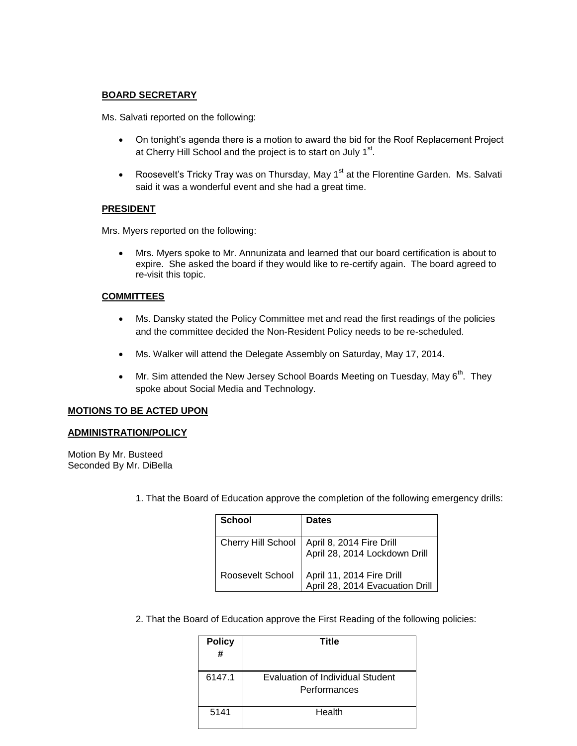**BOARD SECRETARY**

Ms. Salvati reported on the following:

- On tonight's agenda there is a motion to award the bid for the Roof Replacement Project at Cherry Hill School and the project is to start on July 1st.
- Roosevelt's Tricky Tray was on Thursday, May 1st at the Florentine Garden. Ms. Salvati said it was a wonderful event and she had a great time.

**PRESIDENT**

Mrs. Myers reported on the following:

- Mrs. Myers spoke to Mr. Annunizata and learned that our board certification is about to expire. She asked the board if they would like to re-certify again. The board agreed to re-visit this topic.

**COMMITTEES**

- Ms. Dansky stated the Policy Committee met and read the first readings of the policies and the committee decided the Non-Resident Policy needs to be re-scheduled.
- Ms. Walker will attend the Delegate Assembly on Saturday, May 17, 2014.
- Mr. Sim attended the New Jersey School Boards Meeting on Tuesday, May 6th. They spoke about Social Media and Technology.

**MOTIONS TO BE ACTED UPON**

**ADMINISTRATION/POLICY**

Motion By Mr. Busteed
Seconded By Mr. DiBella

1. That the Board of Education approve the completion of the following emergency drills:

| School | Dates |
|---|---|
| Cherry Hill School | April 8, 2014 Fire Drill<br>April 28, 2014 Lockdown Drill |
| Roosevelt School | April 11, 2014 Fire Drill<br>April 28, 2014 Evacuation Drill |

2. That the Board of Education approve the First Reading of the following policies:

| Policy # | Title |
|---|---|
| 6147.1 | Evaluation of Individual Student Performances |
| 5141 | Health |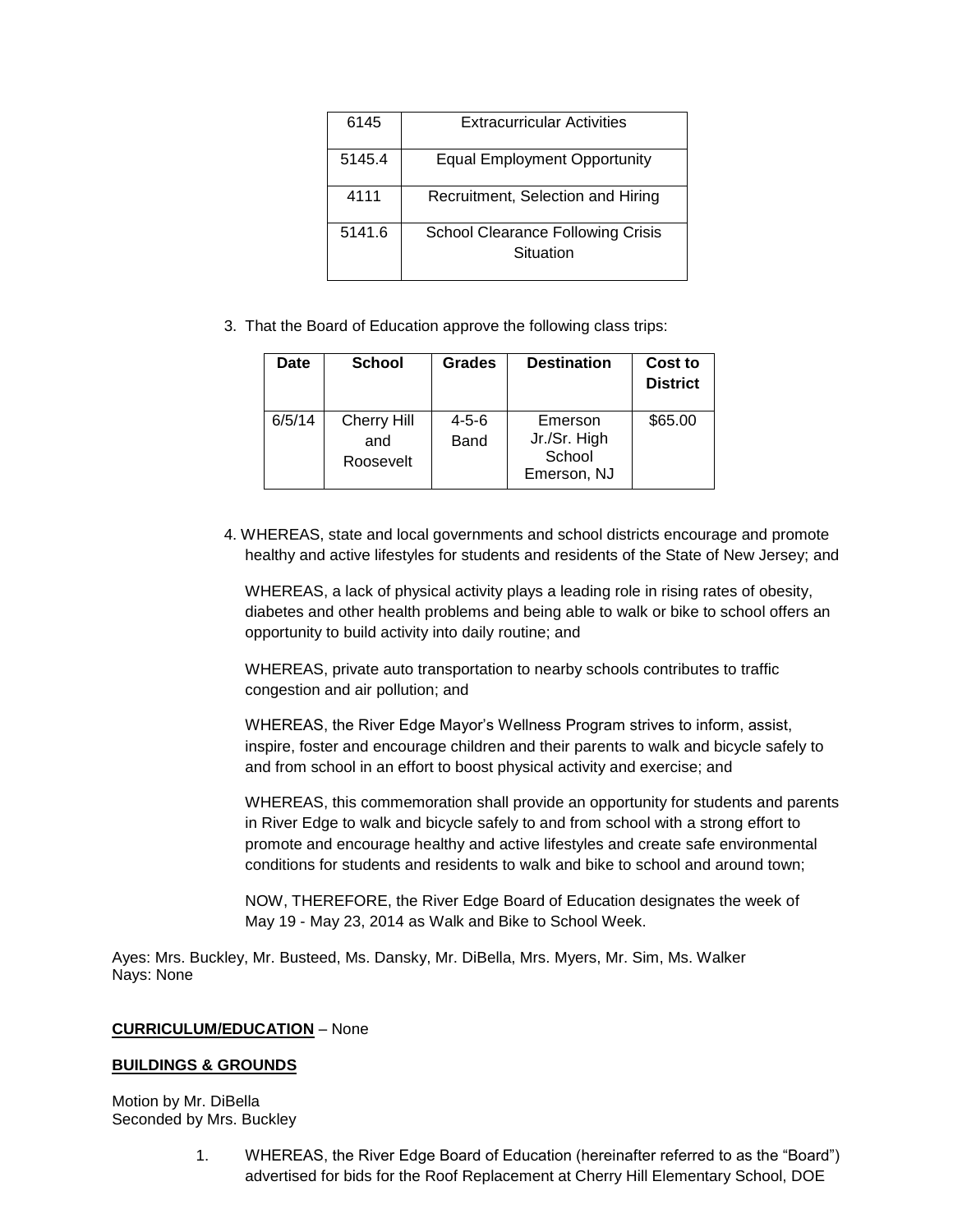| 6145 | Extracurricular Activities |
|---|---|
| 5145.4 | Equal Employment Opportunity |
| 4111 | Recruitment, Selection and Hiring |
| 5141.6 | School Clearance Following Crisis Situation |

3. That the Board of Education approve the following class trips:

| Date | School | Grades | Destination | Cost to District |
|---|---|---|---|---|
| 6/5/14 | Cherry Hill and Roosevelt | 4-5-6 Band | Emerson Jr./Sr. High School Emerson, NJ | $65.00 |

4. WHEREAS, state and local governments and school districts encourage and promote healthy and active lifestyles for students and residents of the State of New Jersey; and

   WHEREAS, a lack of physical activity plays a leading role in rising rates of obesity, diabetes and other health problems and being able to walk or bike to school offers an opportunity to build activity into daily routine; and

   WHEREAS, private auto transportation to nearby schools contributes to traffic congestion and air pollution; and

   WHEREAS, the River Edge Mayor's Wellness Program strives to inform, assist, inspire, foster and encourage children and their parents to walk and bicycle safely to and from school in an effort to boost physical activity and exercise; and

   WHEREAS, this commemoration shall provide an opportunity for students and parents in River Edge to walk and bicycle safely to and from school with a strong effort to promote and encourage healthy and active lifestyles and create safe environmental conditions for students and residents to walk and bike to school and around town;

   NOW, THEREFORE, the River Edge Board of Education designates the week of May 19 - May 23, 2014 as Walk and Bike to School Week.

Ayes: Mrs. Buckley, Mr. Busteed, Ms. Dansky, Mr. DiBella, Mrs. Myers, Mr. Sim, Ms. Walker
Nays: None

**CURRICULUM/EDUCATION** – None

**BUILDINGS & GROUNDS**

Motion by Mr. DiBella
Seconded by Mrs. Buckley

1. WHEREAS, the River Edge Board of Education (hereinafter referred to as the "Board") advertised for bids for the Roof Replacement at Cherry Hill Elementary School, DOE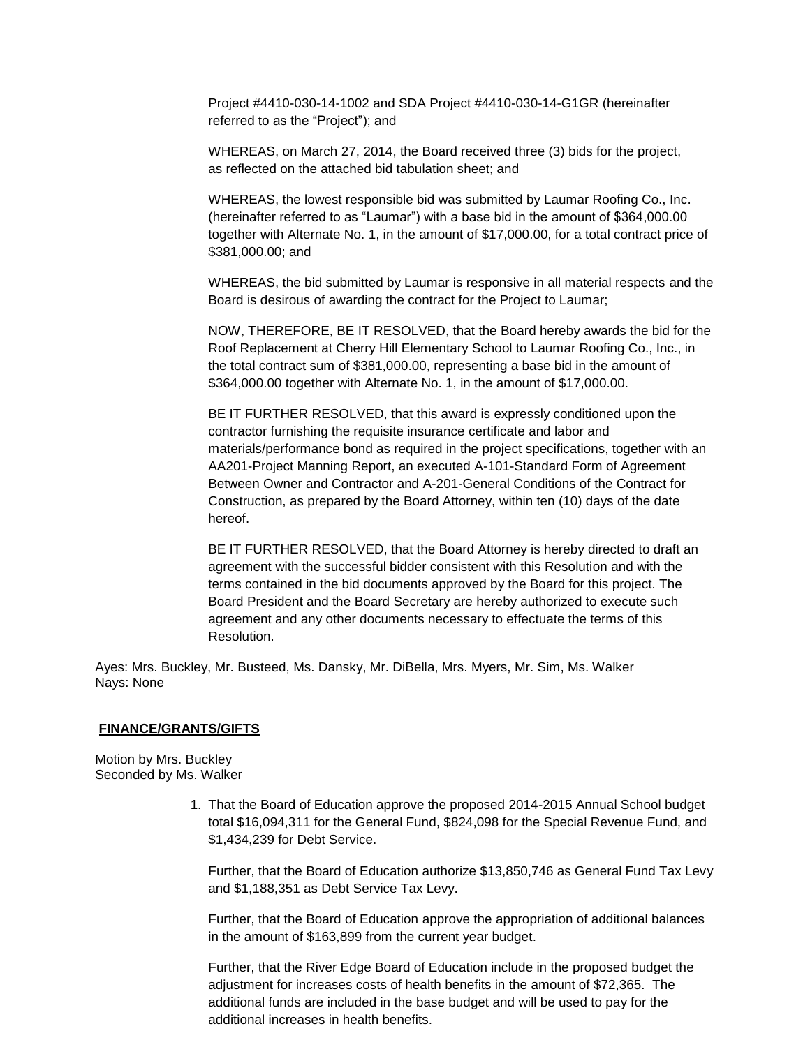Project #4410-030-14-1002 and SDA Project #4410-030-14-G1GR (hereinafter referred to as the "Project"); and

WHEREAS, on March 27, 2014, the Board received three (3) bids for the project, as reflected on the attached bid tabulation sheet; and

WHEREAS, the lowest responsible bid was submitted by Laumar Roofing Co., Inc. (hereinafter referred to as "Laumar") with a base bid in the amount of $364,000.00 together with Alternate No. 1, in the amount of $17,000.00, for a total contract price of $381,000.00; and

WHEREAS, the bid submitted by Laumar is responsive in all material respects and the Board is desirous of awarding the contract for the Project to Laumar;

NOW, THEREFORE, BE IT RESOLVED, that the Board hereby awards the bid for the Roof Replacement at Cherry Hill Elementary School to Laumar Roofing Co., Inc., in the total contract sum of $381,000.00, representing a base bid in the amount of $364,000.00 together with Alternate No. 1, in the amount of $17,000.00.

BE IT FURTHER RESOLVED, that this award is expressly conditioned upon the contractor furnishing the requisite insurance certificate and labor and materials/performance bond as required in the project specifications, together with an AA201-Project Manning Report, an executed A-101-Standard Form of Agreement Between Owner and Contractor and A-201-General Conditions of the Contract for Construction, as prepared by the Board Attorney, within ten (10) days of the date hereof.

BE IT FURTHER RESOLVED, that the Board Attorney is hereby directed to draft an agreement with the successful bidder consistent with this Resolution and with the terms contained in the bid documents approved by the Board for this project. The Board President and the Board Secretary are hereby authorized to execute such agreement and any other documents necessary to effectuate the terms of this Resolution.

Ayes: Mrs. Buckley, Mr. Busteed, Ms. Dansky, Mr. DiBella, Mrs. Myers, Mr. Sim, Ms. Walker
Nays: None

**FINANCE/GRANTS/GIFTS**

Motion by Mrs. Buckley
Seconded by Ms. Walker

1. That the Board of Education approve the proposed 2014-2015 Annual School budget total $16,094,311 for the General Fund, $824,098 for the Special Revenue Fund, and $1,434,239 for Debt Service.

   Further, that the Board of Education authorize $13,850,746 as General Fund Tax Levy and $1,188,351 as Debt Service Tax Levy.

   Further, that the Board of Education approve the appropriation of additional balances in the amount of $163,899 from the current year budget.

   Further, that the River Edge Board of Education include in the proposed budget the adjustment for increases costs of health benefits in the amount of $72,365. The additional funds are included in the base budget and will be used to pay for the additional increases in health benefits.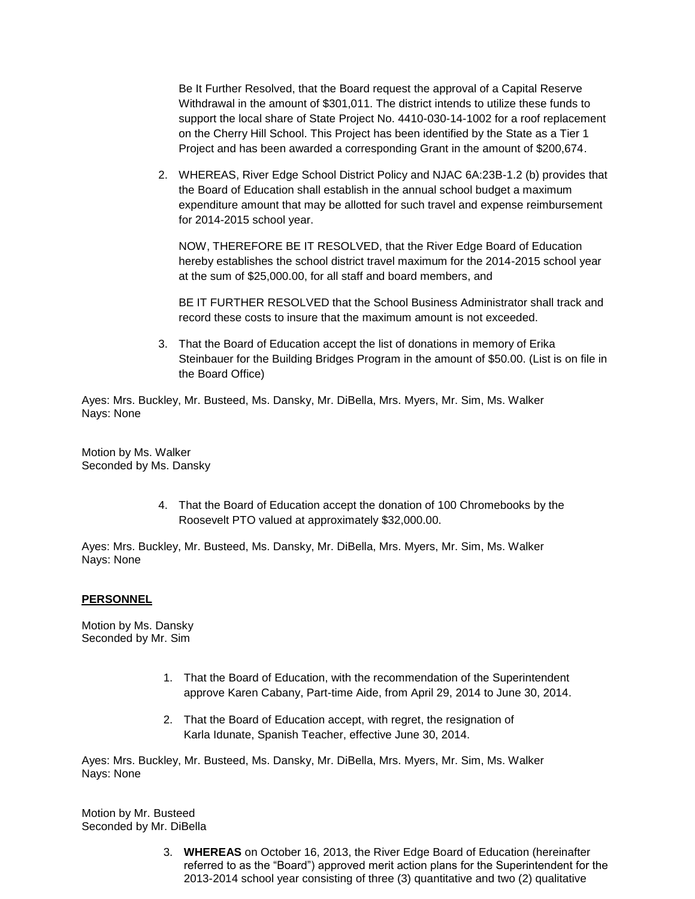Be It Further Resolved, that the Board request the approval of a Capital Reserve Withdrawal in the amount of $301,011. The district intends to utilize these funds to support the local share of State Project No. 4410-030-14-1002 for a roof replacement on the Cherry Hill School. This Project has been identified by the State as a Tier 1 Project and has been awarded a corresponding Grant in the amount of $200,674.

2. WHEREAS, River Edge School District Policy and NJAC 6A:23B-1.2 (b) provides that the Board of Education shall establish in the annual school budget a maximum expenditure amount that may be allotted for such travel and expense reimbursement for 2014-2015 school year.

   NOW, THEREFORE BE IT RESOLVED, that the River Edge Board of Education hereby establishes the school district travel maximum for the 2014-2015 school year at the sum of $25,000.00, for all staff and board members, and

   BE IT FURTHER RESOLVED that the School Business Administrator shall track and record these costs to insure that the maximum amount is not exceeded.

3. That the Board of Education accept the list of donations in memory of Erika Steinbauer for the Building Bridges Program in the amount of $50.00. (List is on file in the Board Office)

Ayes: Mrs. Buckley, Mr. Busteed, Ms. Dansky, Mr. DiBella, Mrs. Myers, Mr. Sim, Ms. Walker
Nays: None

Motion by Ms. Walker
Seconded by Ms. Dansky

4. That the Board of Education accept the donation of 100 Chromebooks by the Roosevelt PTO valued at approximately $32,000.00.

Ayes: Mrs. Buckley, Mr. Busteed, Ms. Dansky, Mr. DiBella, Mrs. Myers, Mr. Sim, Ms. Walker
Nays: None

**PERSONNEL**

Motion by Ms. Dansky
Seconded by Mr. Sim

1. That the Board of Education, with the recommendation of the Superintendent approve Karen Cabany, Part-time Aide, from April 29, 2014 to June 30, 2014.

2. That the Board of Education accept, with regret, the resignation of Karla Idunate, Spanish Teacher, effective June 30, 2014.

Ayes: Mrs. Buckley, Mr. Busteed, Ms. Dansky, Mr. DiBella, Mrs. Myers, Mr. Sim, Ms. Walker
Nays: None

Motion by Mr. Busteed
Seconded by Mr. DiBella

3. **WHEREAS** on October 16, 2013, the River Edge Board of Education (hereinafter referred to as the "Board") approved merit action plans for the Superintendent for the 2013-2014 school year consisting of three (3) quantitative and two (2) qualitative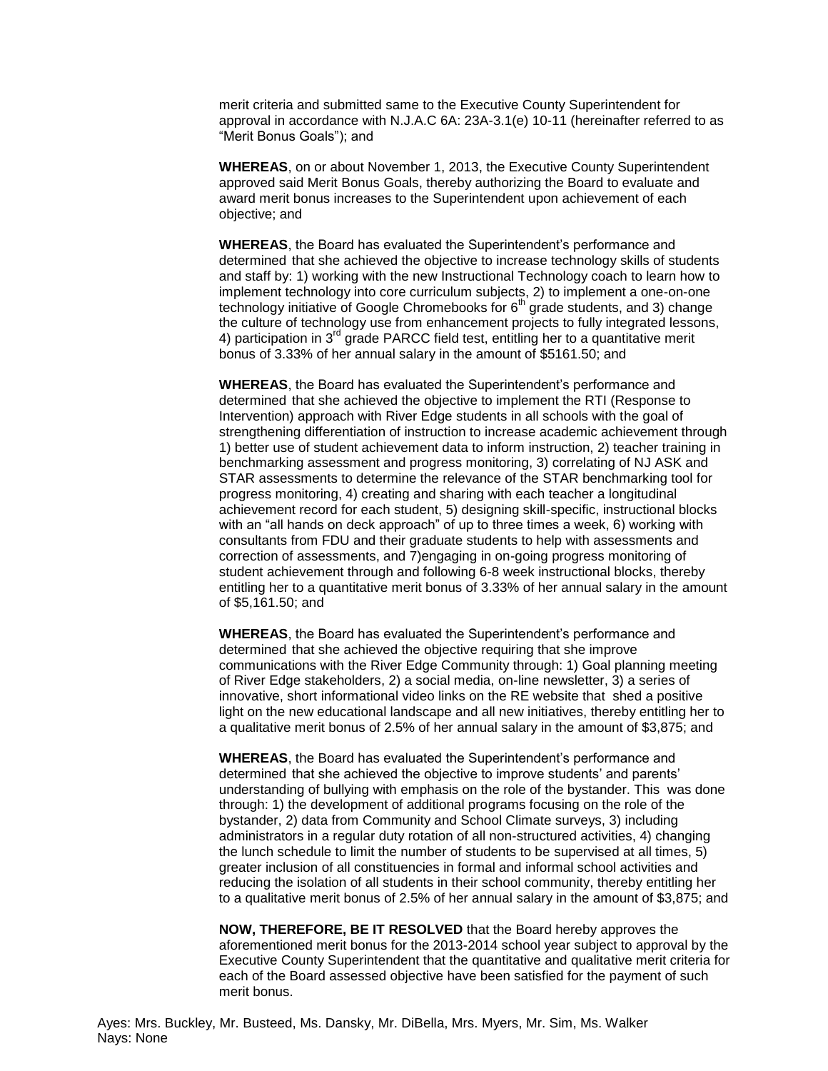merit criteria and submitted same to the Executive County Superintendent for approval in accordance with N.J.A.C 6A: 23A-3.1(e) 10-11 (hereinafter referred to as “Merit Bonus Goals”); and

**WHEREAS**, on or about November 1, 2013, the Executive County Superintendent approved said Merit Bonus Goals, thereby authorizing the Board to evaluate and award merit bonus increases to the Superintendent upon achievement of each objective; and

**WHEREAS**, the Board has evaluated the Superintendent’s performance and determined that she achieved the objective to increase technology skills of students and staff by: 1) working with the new Instructional Technology coach to learn how to implement technology into core curriculum subjects, 2) to implement a one-on-one technology initiative of Google Chromebooks for 6th grade students, and 3) change the culture of technology use from enhancement projects to fully integrated lessons, 4) participation in 3rd grade PARCC field test, entitling her to a quantitative merit bonus of 3.33% of her annual salary in the amount of $5161.50; and

**WHEREAS**, the Board has evaluated the Superintendent’s performance and determined that she achieved the objective to implement the RTI (Response to Intervention) approach with River Edge students in all schools with the goal of strengthening differentiation of instruction to increase academic achievement through 1) better use of student achievement data to inform instruction, 2) teacher training in benchmarking assessment and progress monitoring, 3) correlating of NJ ASK and STAR assessments to determine the relevance of the STAR benchmarking tool for progress monitoring, 4) creating and sharing with each teacher a longitudinal achievement record for each student, 5) designing skill-specific, instructional blocks with an “all hands on deck approach” of up to three times a week, 6) working with consultants from FDU and their graduate students to help with assessments and correction of assessments, and 7)engaging in on-going progress monitoring of student achievement through and following 6-8 week instructional blocks, thereby entitling her to a quantitative merit bonus of 3.33% of her annual salary in the amount of $5,161.50; and

**WHEREAS**, the Board has evaluated the Superintendent’s performance and determined that she achieved the objective requiring that she improve communications with the River Edge Community through: 1) Goal planning meeting of River Edge stakeholders, 2) a social media, on-line newsletter, 3) a series of innovative, short informational video links on the RE website that shed a positive light on the new educational landscape and all new initiatives, thereby entitling her to a qualitative merit bonus of 2.5% of her annual salary in the amount of $3,875; and

**WHEREAS**, the Board has evaluated the Superintendent’s performance and determined that she achieved the objective to improve students’ and parents’ understanding of bullying with emphasis on the role of the bystander. This was done through: 1) the development of additional programs focusing on the role of the bystander, 2) data from Community and School Climate surveys, 3) including administrators in a regular duty rotation of all non-structured activities, 4) changing the lunch schedule to limit the number of students to be supervised at all times, 5) greater inclusion of all constituencies in formal and informal school activities and reducing the isolation of all students in their school community, thereby entitling her to a qualitative merit bonus of 2.5% of her annual salary in the amount of $3,875; and

**NOW, THEREFORE, BE IT RESOLVED** that the Board hereby approves the aforementioned merit bonus for the 2013-2014 school year subject to approval by the Executive County Superintendent that the quantitative and qualitative merit criteria for each of the Board assessed objective have been satisfied for the payment of such merit bonus.

Ayes: Mrs. Buckley, Mr. Busteed, Ms. Dansky, Mr. DiBella, Mrs. Myers, Mr. Sim, Ms. Walker
Nays: None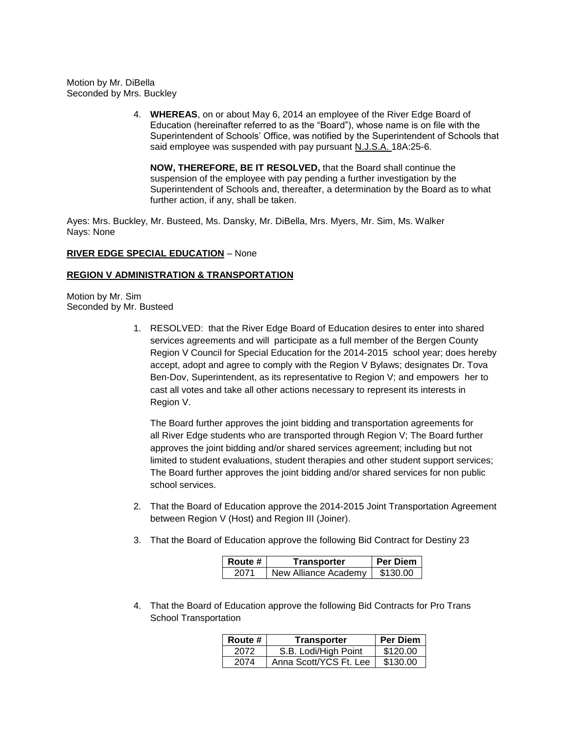Motion by Mr. DiBella
Seconded by Mrs. Buckley

4. **WHEREAS**, on or about May 6, 2014 an employee of the River Edge Board of Education (hereinafter referred to as the "Board"), whose name is on file with the Superintendent of Schools' Office, was notified by the Superintendent of Schools that said employee was suspended with pay pursuant N.J.S.A. 18A:25-6.

   **NOW, THEREFORE, BE IT RESOLVED,** that the Board shall continue the suspension of the employee with pay pending a further investigation by the Superintendent of Schools and, thereafter, a determination by the Board as to what further action, if any, shall be taken.

Ayes: Mrs. Buckley, Mr. Busteed, Ms. Dansky, Mr. DiBella, Mrs. Myers, Mr. Sim, Ms. Walker
Nays: None

**RIVER EDGE SPECIAL EDUCATION** – None

**REGION V ADMINISTRATION & TRANSPORTATION**

Motion by Mr. Sim
Seconded by Mr. Busteed

1. RESOLVED: that the River Edge Board of Education desires to enter into shared services agreements and will participate as a full member of the Bergen County Region V Council for Special Education for the 2014-2015 school year; does hereby accept, adopt and agree to comply with the Region V Bylaws; designates Dr. Tova Ben-Dov, Superintendent, as its representative to Region V; and empowers her to cast all votes and take all other actions necessary to represent its interests in Region V.

   The Board further approves the joint bidding and transportation agreements for all River Edge students who are transported through Region V; The Board further approves the joint bidding and/or shared services agreement; including but not limited to student evaluations, student therapies and other student support services; The Board further approves the joint bidding and/or shared services for non public school services.

2. That the Board of Education approve the 2014-2015 Joint Transportation Agreement between Region V (Host) and Region III (Joiner).

3. That the Board of Education approve the following Bid Contract for Destiny 23

| Route # | Transporter | Per Diem |
|---|---|---|
| 2071 | New Alliance Academy | $130.00 |

4. That the Board of Education approve the following Bid Contracts for Pro Trans School Transportation

| Route # | Transporter | Per Diem |
|---|---|---|
| 2072 | S.B. Lodi/High Point | $120.00 |
| 2074 | Anna Scott/YCS Ft. Lee | $130.00 |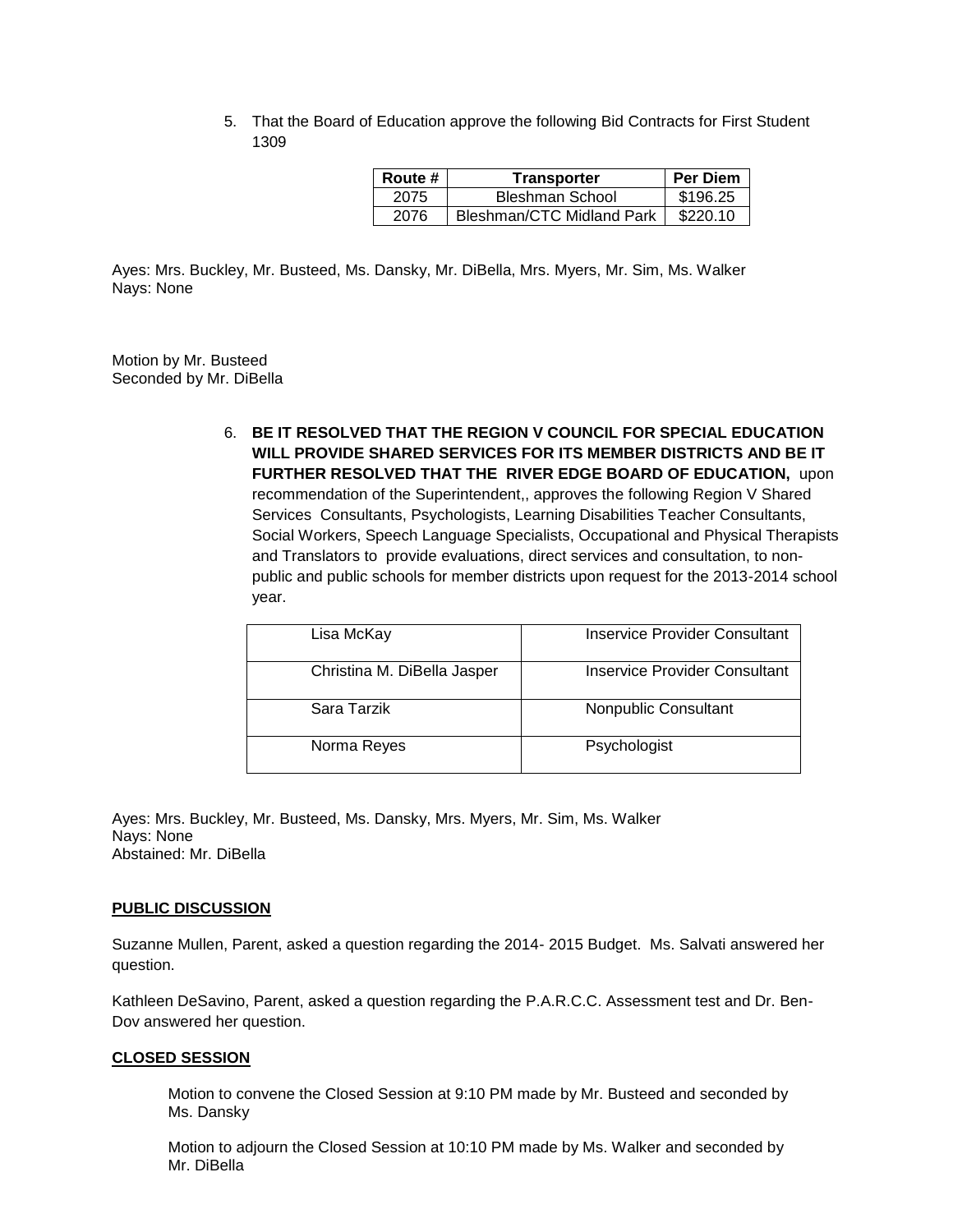5. That the Board of Education approve the following Bid Contracts for First Student 1309

| Route # | Transporter | Per Diem |
|---|---|---|
| 2075 | Bleshman School | $196.25 |
| 2076 | Bleshman/CTC Midland Park | $220.10 |

Ayes: Mrs. Buckley, Mr. Busteed, Ms. Dansky, Mr. DiBella, Mrs. Myers, Mr. Sim, Ms. Walker
Nays: None

Motion by Mr. Busteed
Seconded by Mr. DiBella

6. **BE IT RESOLVED THAT THE REGION V COUNCIL FOR SPECIAL EDUCATION WILL PROVIDE SHARED SERVICES FOR ITS MEMBER DISTRICTS AND BE IT FURTHER RESOLVED THAT THE RIVER EDGE BOARD OF EDUCATION,** upon recommendation of the Superintendent,, approves the following Region V Shared Services Consultants, Psychologists, Learning Disabilities Teacher Consultants, Social Workers, Speech Language Specialists, Occupational and Physical Therapists and Translators to provide evaluations, direct services and consultation, to non-public and public schools for member districts upon request for the 2013-2014 school year.

| | |
|---|---|
| Lisa McKay | Inservice Provider Consultant |
| Christina M. DiBella Jasper | Inservice Provider Consultant |
| Sara Tarzik | Nonpublic Consultant |
| Norma Reyes | Psychologist |

Ayes: Mrs. Buckley, Mr. Busteed, Ms. Dansky, Mrs. Myers, Mr. Sim, Ms. Walker
Nays: None
Abstained: Mr. DiBella

## PUBLIC DISCUSSION

Suzanne Mullen, Parent, asked a question regarding the 2014- 2015 Budget. Ms. Salvati answered her question.

Kathleen DeSavino, Parent, asked a question regarding the P.A.R.C.C. Assessment test and Dr. Ben-Dov answered her question.

## CLOSED SESSION

Motion to convene the Closed Session at 9:10 PM made by Mr. Busteed and seconded by Ms. Dansky

Motion to adjourn the Closed Session at 10:10 PM made by Ms. Walker and seconded by Mr. DiBella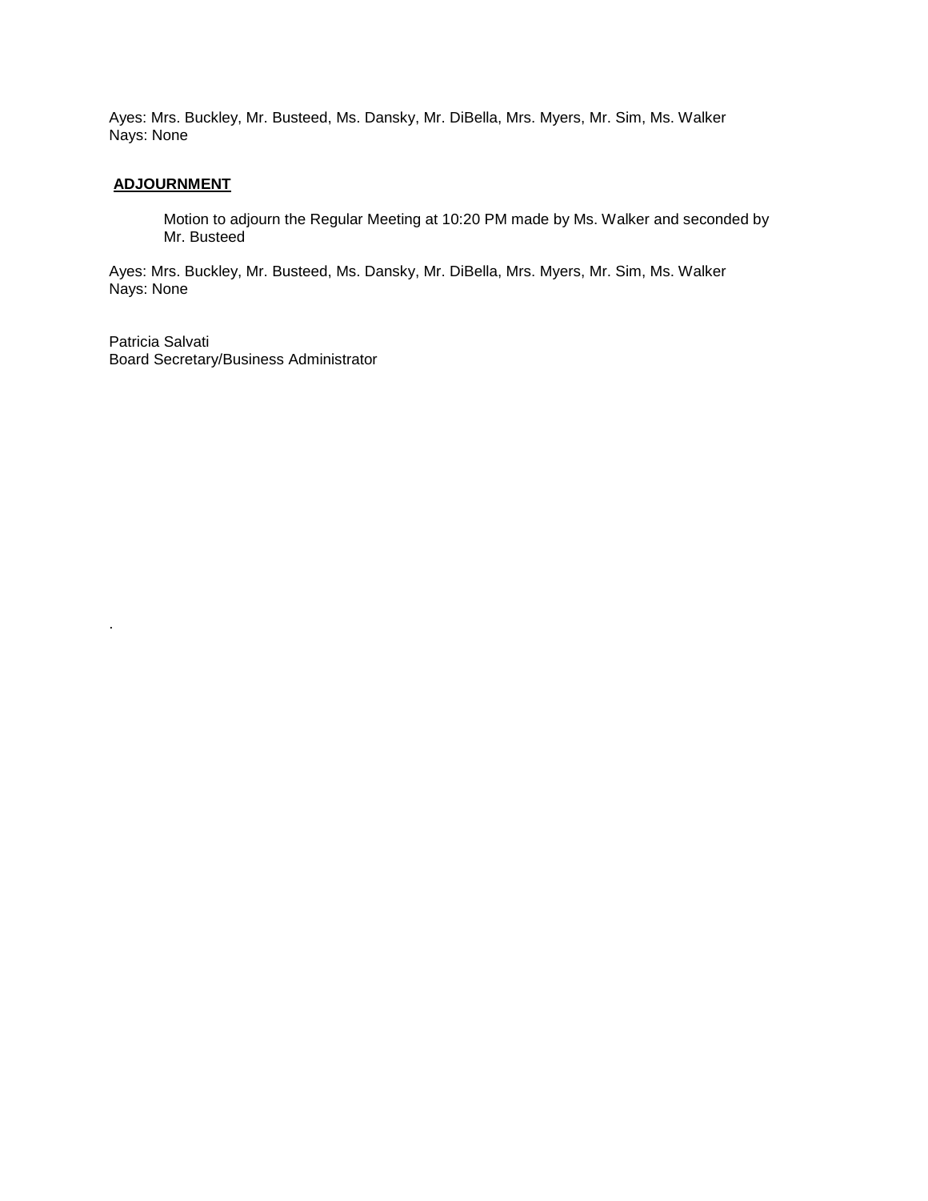Ayes: Mrs. Buckley, Mr. Busteed, Ms. Dansky, Mr. DiBella, Mrs. Myers, Mr. Sim, Ms. Walker
Nays: None

## ADJOURNMENT

Motion to adjourn the Regular Meeting at 10:20 PM made by Ms. Walker and seconded by Mr. Busteed

Ayes: Mrs. Buckley, Mr. Busteed, Ms. Dansky, Mr. DiBella, Mrs. Myers, Mr. Sim, Ms. Walker
Nays: None

Patricia Salvati
Board Secretary/Business Administrator

.